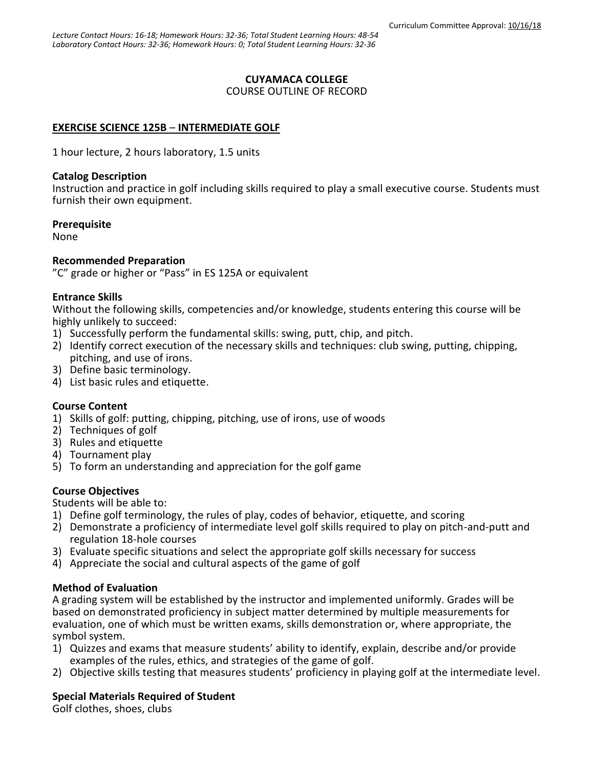*Lecture Contact Hours: 16-18; Homework Hours: 32-36; Total Student Learning Hours: 48-54*
*Laboratory Contact Hours: 32-36; Homework Hours: 0; Total Student Learning Hours: 32-36*

Curriculum Committee Approval: 10/16/18

**CUYAMACA COLLEGE**
COURSE OUTLINE OF RECORD

**EXERCISE SCIENCE 125B – INTERMEDIATE GOLF**

1 hour lecture, 2 hours laboratory, 1.5 units

**Catalog Description**
Instruction and practice in golf including skills required to play a small executive course. Students must furnish their own equipment.

**Prerequisite**
None

**Recommended Preparation**
"C" grade or higher or "Pass" in ES 125A or equivalent

**Entrance Skills**
Without the following skills, competencies and/or knowledge, students entering this course will be highly unlikely to succeed:

1) Successfully perform the fundamental skills: swing, putt, chip, and pitch.
2) Identify correct execution of the necessary skills and techniques: club swing, putting, chipping, pitching, and use of irons.
3) Define basic terminology.
4) List basic rules and etiquette.

**Course Content**

1) Skills of golf: putting, chipping, pitching, use of irons, use of woods
2) Techniques of golf
3) Rules and etiquette
4) Tournament play
5) To form an understanding and appreciation for the golf game

**Course Objectives**
Students will be able to:

1) Define golf terminology, the rules of play, codes of behavior, etiquette, and scoring
2) Demonstrate a proficiency of intermediate level golf skills required to play on pitch-and-putt and regulation 18-hole courses
3) Evaluate specific situations and select the appropriate golf skills necessary for success
4) Appreciate the social and cultural aspects of the game of golf

**Method of Evaluation**
A grading system will be established by the instructor and implemented uniformly. Grades will be based on demonstrated proficiency in subject matter determined by multiple measurements for evaluation, one of which must be written exams, skills demonstration or, where appropriate, the symbol system.

1) Quizzes and exams that measure students' ability to identify, explain, describe and/or provide examples of the rules, ethics, and strategies of the game of golf.
2) Objective skills testing that measures students' proficiency in playing golf at the intermediate level.

**Special Materials Required of Student**
Golf clothes, shoes, clubs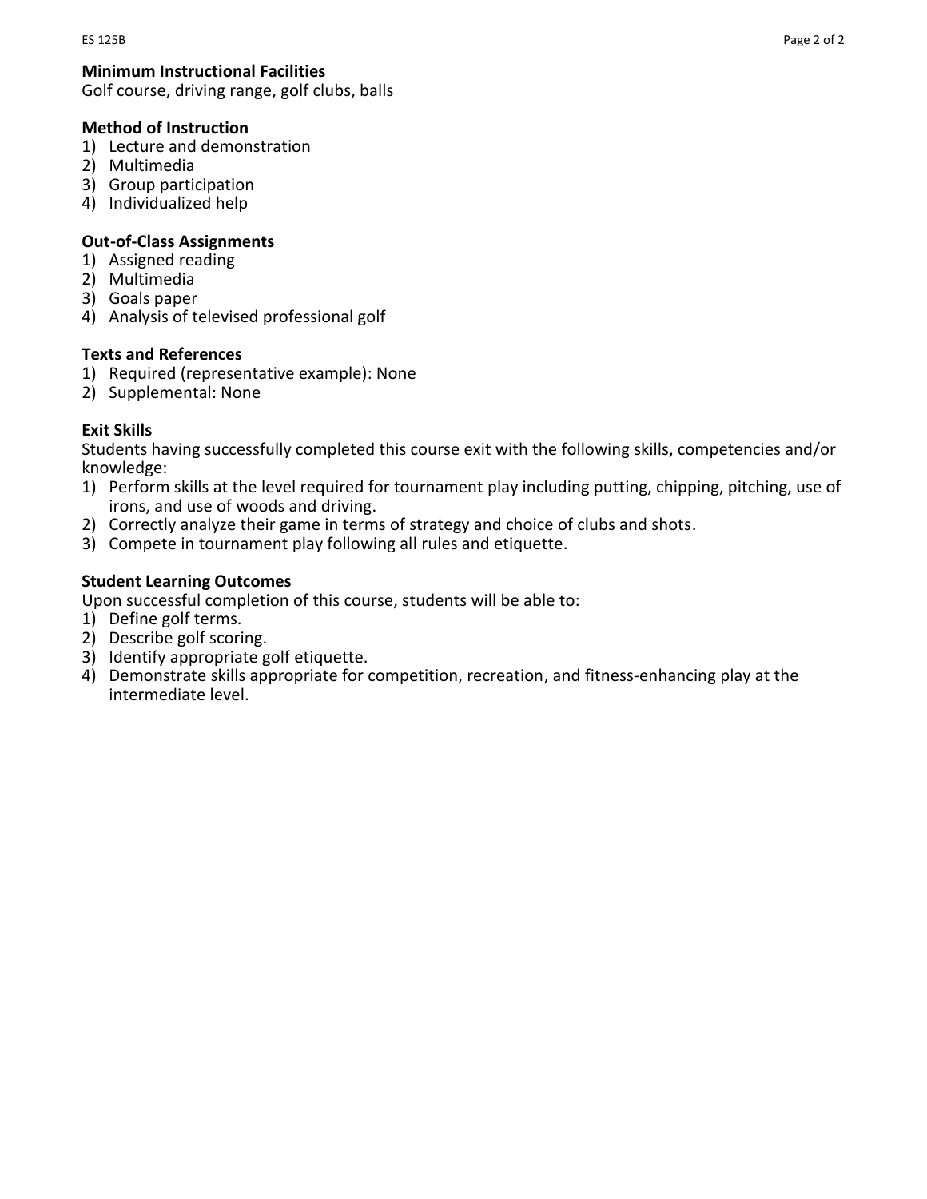**Minimum Instructional Facilities**
Golf course, driving range, golf clubs, balls

**Method of Instruction**
1) Lecture and demonstration
2) Multimedia
3) Group participation
4) Individualized help

**Out-of-Class Assignments**
1) Assigned reading
2) Multimedia
3) Goals paper
4) Analysis of televised professional golf

**Texts and References**
1) Required (representative example): None
2) Supplemental: None

**Exit Skills**
Students having successfully completed this course exit with the following skills, competencies and/or knowledge:
1) Perform skills at the level required for tournament play including putting, chipping, pitching, use of irons, and use of woods and driving.
2) Correctly analyze their game in terms of strategy and choice of clubs and shots.
3) Compete in tournament play following all rules and etiquette.

**Student Learning Outcomes**
Upon successful completion of this course, students will be able to:
1) Define golf terms.
2) Describe golf scoring.
3) Identify appropriate golf etiquette.
4) Demonstrate skills appropriate for competition, recreation, and fitness-enhancing play at the intermediate level.